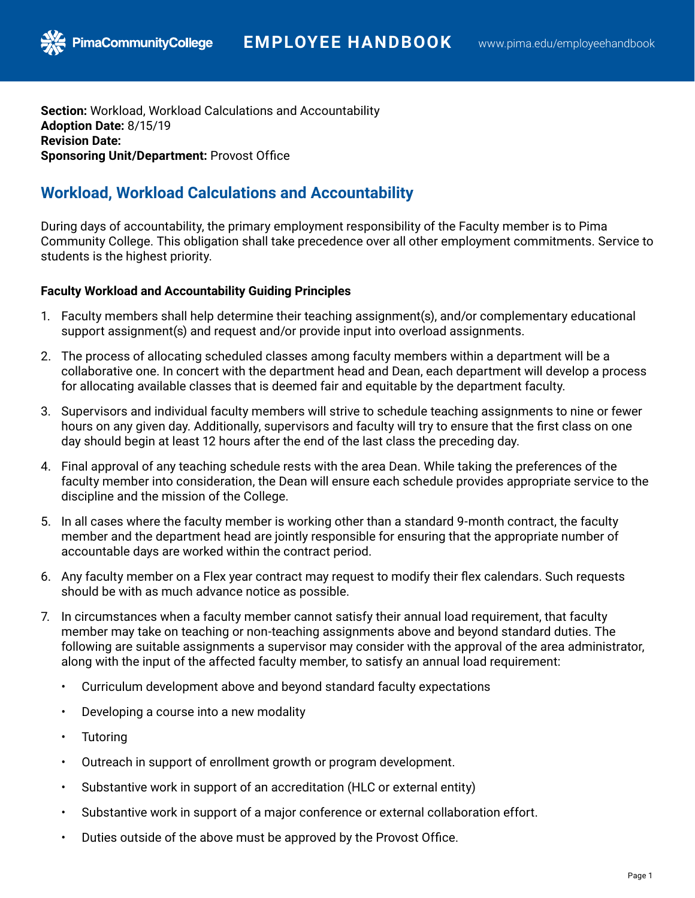**Section:** Workload, Workload Calculations and Accountability
**Adoption Date:** 8/15/19
**Revision Date:**
**Sponsoring Unit/Department:** Provost Office

## Workload, Workload Calculations and Accountability

During days of accountability, the primary employment responsibility of the Faculty member is to Pima Community College. This obligation shall take precedence over all other employment commitments. Service to students is the highest priority.

### Faculty Workload and Accountability Guiding Principles

1. Faculty members shall help determine their teaching assignment(s), and/or complementary educational support assignment(s) and request and/or provide input into overload assignments.
2. The process of allocating scheduled classes among faculty members within a department will be a collaborative one. In concert with the department head and Dean, each department will develop a process for allocating available classes that is deemed fair and equitable by the department faculty.
3. Supervisors and individual faculty members will strive to schedule teaching assignments to nine or fewer hours on any given day. Additionally, supervisors and faculty will try to ensure that the first class on one day should begin at least 12 hours after the end of the last class the preceding day.
4. Final approval of any teaching schedule rests with the area Dean. While taking the preferences of the faculty member into consideration, the Dean will ensure each schedule provides appropriate service to the discipline and the mission of the College.
5. In all cases where the faculty member is working other than a standard 9-month contract, the faculty member and the department head are jointly responsible for ensuring that the appropriate number of accountable days are worked within the contract period.
6. Any faculty member on a Flex year contract may request to modify their flex calendars. Such requests should be with as much advance notice as possible.
7. In circumstances when a faculty member cannot satisfy their annual load requirement, that faculty member may take on teaching or non-teaching assignments above and beyond standard duties. The following are suitable assignments a supervisor may consider with the approval of the area administrator, along with the input of the affected faculty member, to satisfy an annual load requirement:
   - Curriculum development above and beyond standard faculty expectations
   - Developing a course into a new modality
   - Tutoring
   - Outreach in support of enrollment growth or program development.
   - Substantive work in support of an accreditation (HLC or external entity)
   - Substantive work in support of a major conference or external collaboration effort.
   - Duties outside of the above must be approved by the Provost Office.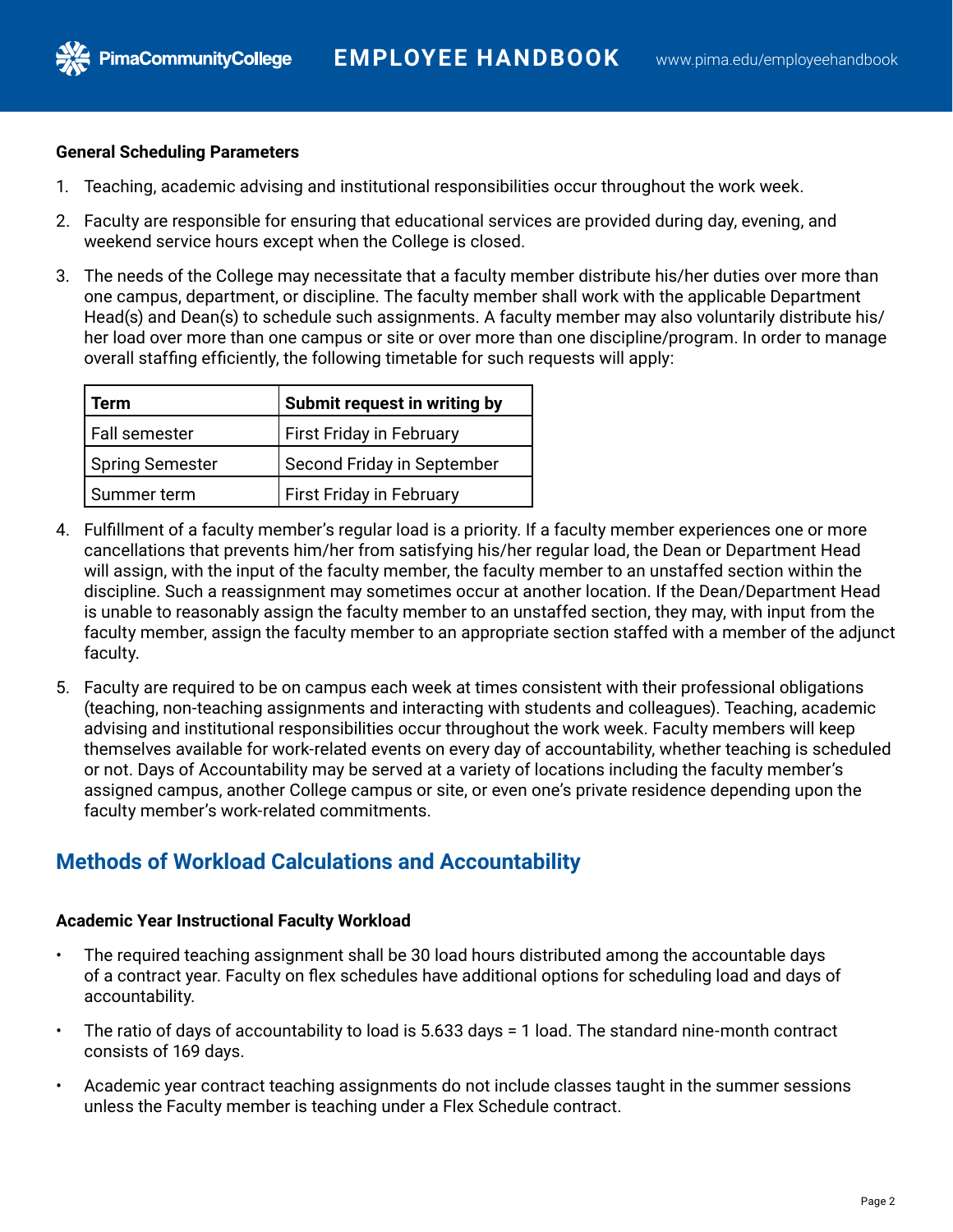**General Scheduling Parameters**

1. Teaching, academic advising and institutional responsibilities occur throughout the work week.
2. Faculty are responsible for ensuring that educational services are provided during day, evening, and weekend service hours except when the College is closed.
3. The needs of the College may necessitate that a faculty member distribute his/her duties over more than one campus, department, or discipline. The faculty member shall work with the applicable Department Head(s) and Dean(s) to schedule such assignments. A faculty member may also voluntarily distribute his/her load over more than one campus or site or over more than one discipline/program. In order to manage overall staffing efficiently, the following timetable for such requests will apply:

| Term | Submit request in writing by |
| --- | --- |
| Fall semester | First Friday in February |
| Spring Semester | Second Friday in September |
| Summer term | First Friday in February |

4. Fulfillment of a faculty member's regular load is a priority. If a faculty member experiences one or more cancellations that prevents him/her from satisfying his/her regular load, the Dean or Department Head will assign, with the input of the faculty member, the faculty member to an unstaffed section within the discipline. Such a reassignment may sometimes occur at another location. If the Dean/Department Head is unable to reasonably assign the faculty member to an unstaffed section, they may, with input from the faculty member, assign the faculty member to an appropriate section staffed with a member of the adjunct faculty.
5. Faculty are required to be on campus each week at times consistent with their professional obligations (teaching, non-teaching assignments and interacting with students and colleagues). Teaching, academic advising and institutional responsibilities occur throughout the work week. Faculty members will keep themselves available for work-related events on every day of accountability, whether teaching is scheduled or not. Days of Accountability may be served at a variety of locations including the faculty member's assigned campus, another College campus or site, or even one's private residence depending upon the faculty member's work-related commitments.

## Methods of Workload Calculations and Accountability

**Academic Year Instructional Faculty Workload**

- The required teaching assignment shall be 30 load hours distributed among the accountable days of a contract year. Faculty on flex schedules have additional options for scheduling load and days of accountability.
- The ratio of days of accountability to load is 5.633 days = 1 load. The standard nine-month contract consists of 169 days.
- Academic year contract teaching assignments do not include classes taught in the summer sessions unless the Faculty member is teaching under a Flex Schedule contract.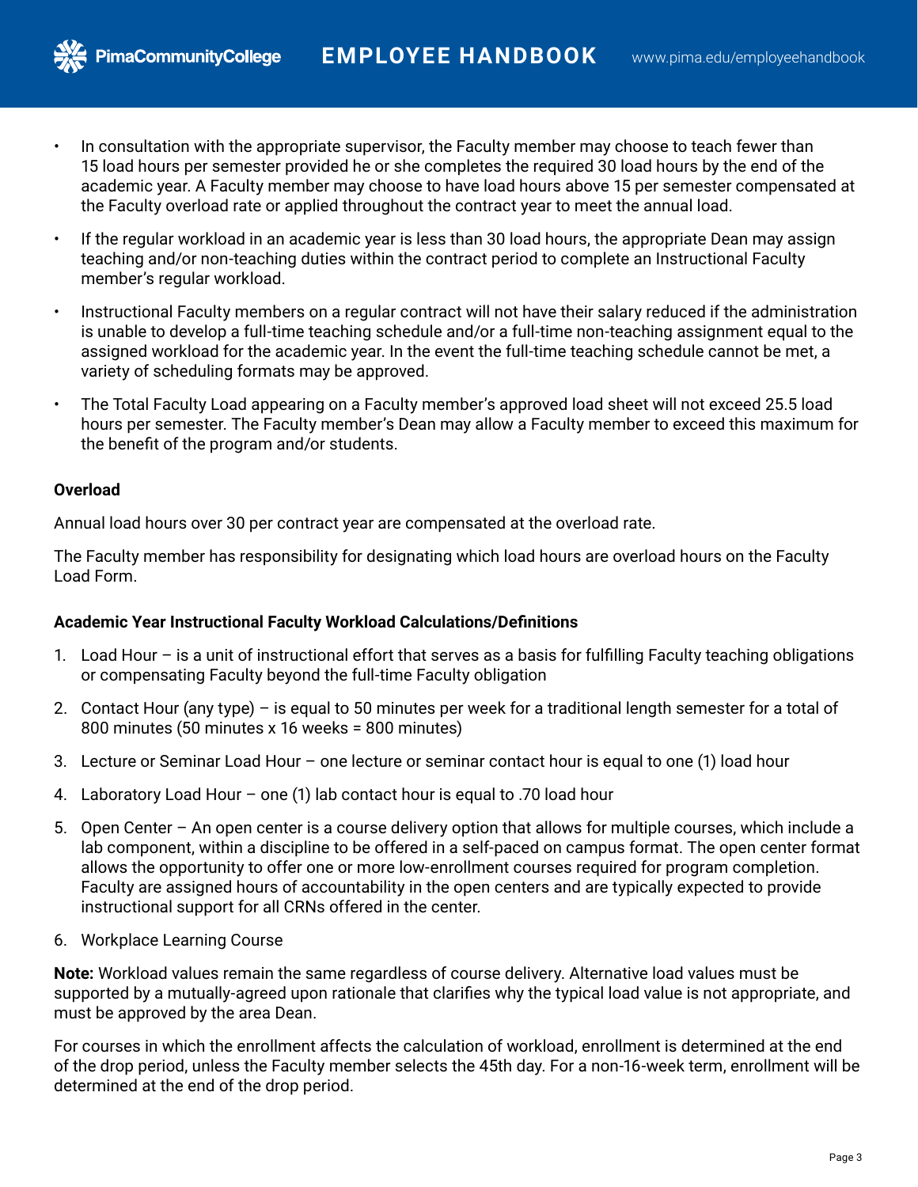- In consultation with the appropriate supervisor, the Faculty member may choose to teach fewer than 15 load hours per semester provided he or she completes the required 30 load hours by the end of the academic year. A Faculty member may choose to have load hours above 15 per semester compensated at the Faculty overload rate or applied throughout the contract year to meet the annual load.
- If the regular workload in an academic year is less than 30 load hours, the appropriate Dean may assign teaching and/or non-teaching duties within the contract period to complete an Instructional Faculty member's regular workload.
- Instructional Faculty members on a regular contract will not have their salary reduced if the administration is unable to develop a full-time teaching schedule and/or a full-time non-teaching assignment equal to the assigned workload for the academic year. In the event the full-time teaching schedule cannot be met, a variety of scheduling formats may be approved.
- The Total Faculty Load appearing on a Faculty member's approved load sheet will not exceed 25.5 load hours per semester. The Faculty member's Dean may allow a Faculty member to exceed this maximum for the benefit of the program and/or students.

**Overload**

Annual load hours over 30 per contract year are compensated at the overload rate.

The Faculty member has responsibility for designating which load hours are overload hours on the Faculty Load Form.

**Academic Year Instructional Faculty Workload Calculations/Definitions**

1. Load Hour – is a unit of instructional effort that serves as a basis for fulfilling Faculty teaching obligations or compensating Faculty beyond the full-time Faculty obligation
2. Contact Hour (any type) – is equal to 50 minutes per week for a traditional length semester for a total of 800 minutes (50 minutes x 16 weeks = 800 minutes)
3. Lecture or Seminar Load Hour – one lecture or seminar contact hour is equal to one (1) load hour
4. Laboratory Load Hour – one (1) lab contact hour is equal to .70 load hour
5. Open Center – An open center is a course delivery option that allows for multiple courses, which include a lab component, within a discipline to be offered in a self-paced on campus format. The open center format allows the opportunity to offer one or more low-enrollment courses required for program completion. Faculty are assigned hours of accountability in the open centers and are typically expected to provide instructional support for all CRNs offered in the center.
6. Workplace Learning Course

**Note:** Workload values remain the same regardless of course delivery. Alternative load values must be supported by a mutually-agreed upon rationale that clarifies why the typical load value is not appropriate, and must be approved by the area Dean.

For courses in which the enrollment affects the calculation of workload, enrollment is determined at the end of the drop period, unless the Faculty member selects the 45th day. For a non-16-week term, enrollment will be determined at the end of the drop period.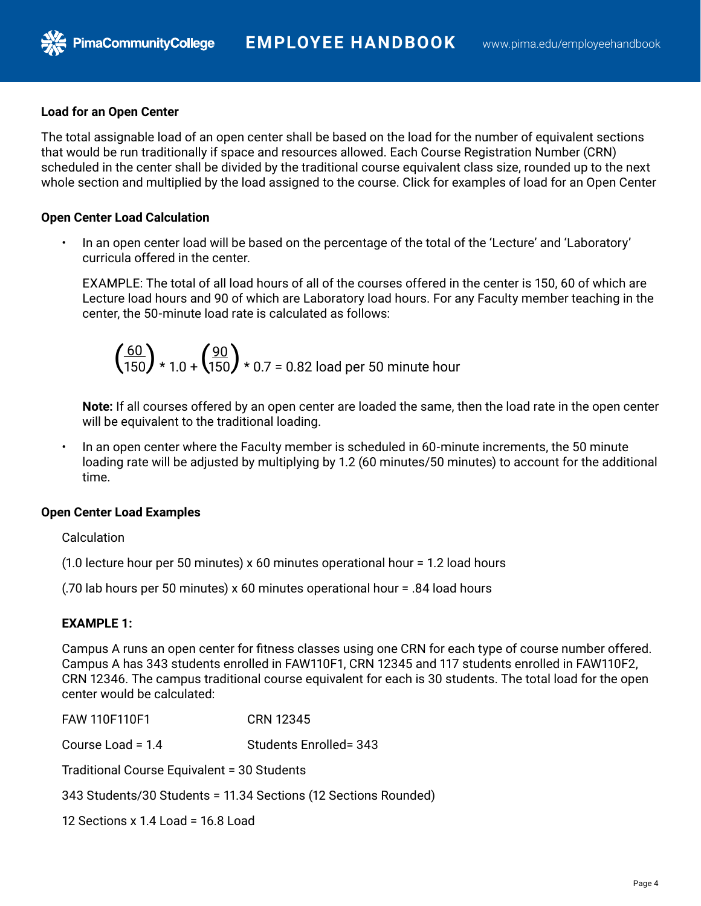### Load for an Open Center

The total assignable load of an open center shall be based on the load for the number of equivalent sections that would be run traditionally if space and resources allowed. Each Course Registration Number (CRN) scheduled in the center shall be divided by the traditional course equivalent class size, rounded up to the next whole section and multiplied by the load assigned to the course. Click for examples of load for an Open Center

### Open Center Load Calculation

- In an open center load will be based on the percentage of the total of the 'Lecture' and 'Laboratory' curricula offered in the center.

  EXAMPLE: The total of all load hours of all of the courses offered in the center is 150, 60 of which are Lecture load hours and 90 of which are Laboratory load hours. For any Faculty member teaching in the center, the 50-minute load rate is calculated as follows:

  $$\left(\frac{60}{150}\right) * 1.0 + \left(\frac{90}{150}\right) * 0.7 = 0.82 \text{ load per 50 minute hour}$$

  **Note:** If all courses offered by an open center are loaded the same, then the load rate in the open center will be equivalent to the traditional loading.

- In an open center where the Faculty member is scheduled in 60-minute increments, the 50 minute loading rate will be adjusted by multiplying by 1.2 (60 minutes/50 minutes) to account for the additional time.

### Open Center Load Examples

Calculation

(1.0 lecture hour per 50 minutes) x 60 minutes operational hour = 1.2 load hours

(.70 lab hours per 50 minutes) x 60 minutes operational hour = .84 load hours

**EXAMPLE 1:**

Campus A runs an open center for fitness classes using one CRN for each type of course number offered. Campus A has 343 students enrolled in FAW110F1, CRN 12345 and 117 students enrolled in FAW110F2, CRN 12346. The campus traditional course equivalent for each is 30 students. The total load for the open center would be calculated:

FAW 110F110F1 CRN 12345

Course Load = 1.4 Students Enrolled= 343

Traditional Course Equivalent = 30 Students

343 Students/30 Students = 11.34 Sections (12 Sections Rounded)

12 Sections x 1.4 Load = 16.8 Load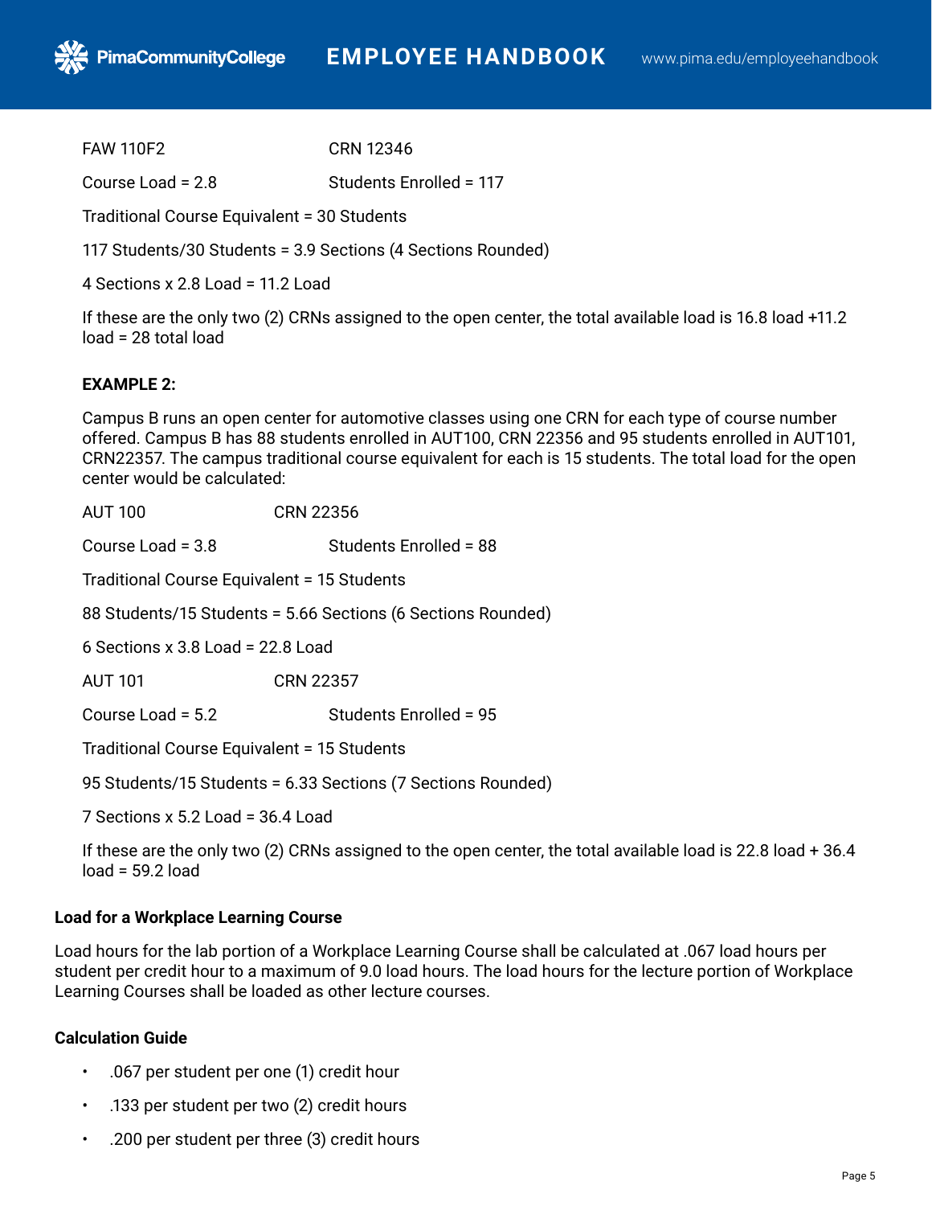FAW 110F2 CRN 12346

Course Load = 2.8 Students Enrolled = 117

Traditional Course Equivalent = 30 Students

117 Students/30 Students = 3.9 Sections (4 Sections Rounded)

4 Sections x 2.8 Load = 11.2 Load

If these are the only two (2) CRNs assigned to the open center, the total available load is 16.8 load +11.2 load = 28 total load

**EXAMPLE 2:**

Campus B runs an open center for automotive classes using one CRN for each type of course number offered. Campus B has 88 students enrolled in AUT100, CRN 22356 and 95 students enrolled in AUT101, CRN22357. The campus traditional course equivalent for each is 15 students. The total load for the open center would be calculated:

AUT 100 CRN 22356

Course Load = 3.8 Students Enrolled = 88

Traditional Course Equivalent = 15 Students

88 Students/15 Students = 5.66 Sections (6 Sections Rounded)

6 Sections x 3.8 Load = 22.8 Load

AUT 101 CRN 22357

Course Load = 5.2 Students Enrolled = 95

Traditional Course Equivalent = 15 Students

95 Students/15 Students = 6.33 Sections (7 Sections Rounded)

7 Sections x 5.2 Load = 36.4 Load

If these are the only two (2) CRNs assigned to the open center, the total available load is 22.8 load + 36.4 load = 59.2 load

### Load for a Workplace Learning Course

Load hours for the lab portion of a Workplace Learning Course shall be calculated at .067 load hours per student per credit hour to a maximum of 9.0 load hours. The load hours for the lecture portion of Workplace Learning Courses shall be loaded as other lecture courses.

### Calculation Guide

- .067 per student per one (1) credit hour
- .133 per student per two (2) credit hours
- .200 per student per three (3) credit hours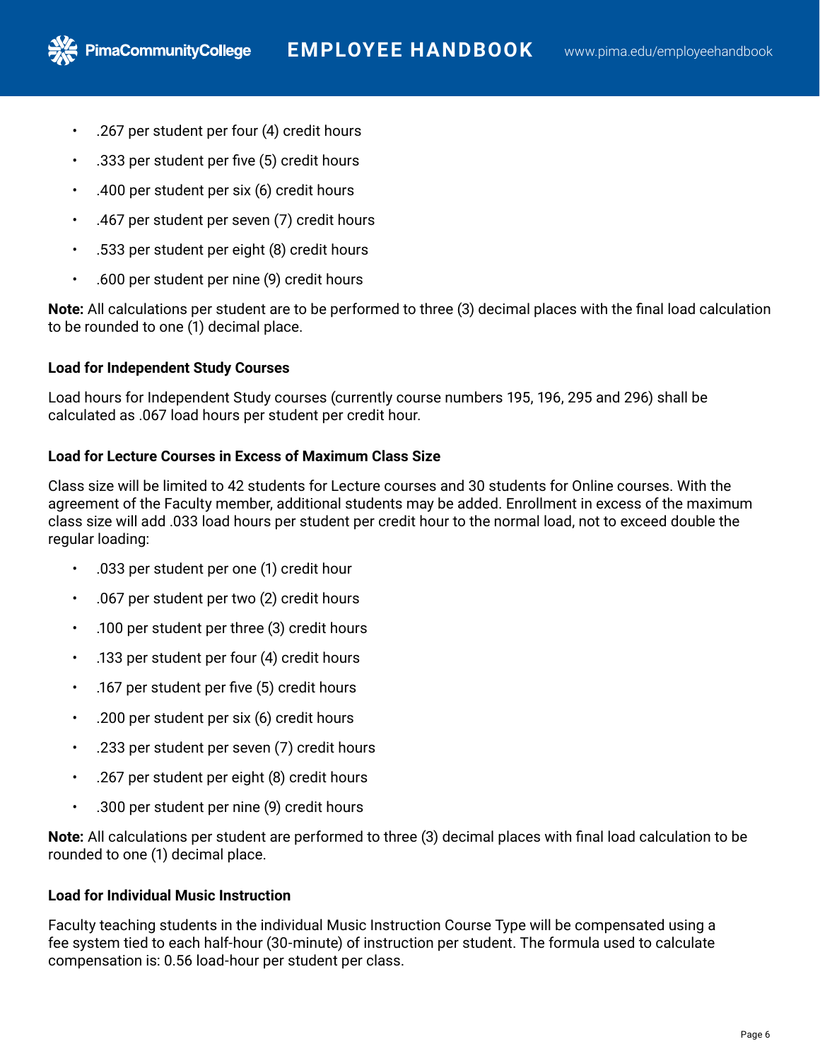- .267 per student per four (4) credit hours
- .333 per student per five (5) credit hours
- .400 per student per six (6) credit hours
- .467 per student per seven (7) credit hours
- .533 per student per eight (8) credit hours
- .600 per student per nine (9) credit hours

**Note:** All calculations per student are to be performed to three (3) decimal places with the final load calculation to be rounded to one (1) decimal place.

#### Load for Independent Study Courses

Load hours for Independent Study courses (currently course numbers 195, 196, 295 and 296) shall be calculated as .067 load hours per student per credit hour.

#### Load for Lecture Courses in Excess of Maximum Class Size

Class size will be limited to 42 students for Lecture courses and 30 students for Online courses. With the agreement of the Faculty member, additional students may be added. Enrollment in excess of the maximum class size will add .033 load hours per student per credit hour to the normal load, not to exceed double the regular loading:

- .033 per student per one (1) credit hour
- .067 per student per two (2) credit hours
- .100 per student per three (3) credit hours
- .133 per student per four (4) credit hours
- .167 per student per five (5) credit hours
- .200 per student per six (6) credit hours
- .233 per student per seven (7) credit hours
- .267 per student per eight (8) credit hours
- .300 per student per nine (9) credit hours

**Note:** All calculations per student are performed to three (3) decimal places with final load calculation to be rounded to one (1) decimal place.

#### Load for Individual Music Instruction

Faculty teaching students in the individual Music Instruction Course Type will be compensated using a fee system tied to each half-hour (30-minute) of instruction per student. The formula used to calculate compensation is: 0.56 load-hour per student per class.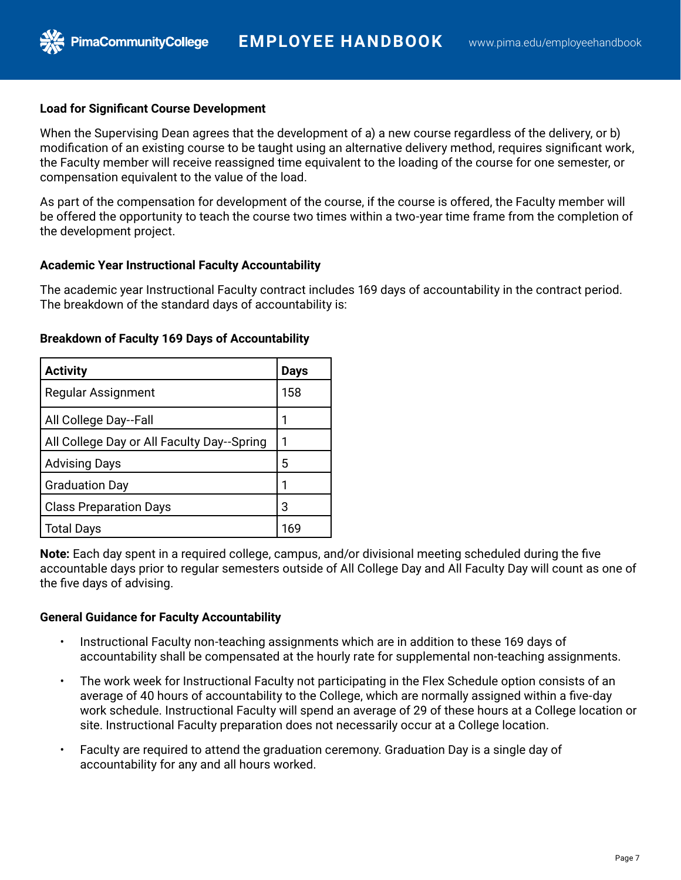### Load for Significant Course Development

When the Supervising Dean agrees that the development of a) a new course regardless of the delivery, or b) modification of an existing course to be taught using an alternative delivery method, requires significant work, the Faculty member will receive reassigned time equivalent to the loading of the course for one semester, or compensation equivalent to the value of the load.

As part of the compensation for development of the course, if the course is offered, the Faculty member will be offered the opportunity to teach the course two times within a two-year time frame from the completion of the development project.

### Academic Year Instructional Faculty Accountability

The academic year Instructional Faculty contract includes 169 days of accountability in the contract period. The breakdown of the standard days of accountability is:

**Breakdown of Faculty 169 Days of Accountability**

| Activity | Days |
|---|---|
| Regular Assignment | 158 |
| All College Day--Fall | 1 |
| All College Day or All Faculty Day--Spring | 1 |
| Advising Days | 5 |
| Graduation Day | 1 |
| Class Preparation Days | 3 |
| Total Days | 169 |

**Note:** Each day spent in a required college, campus, and/or divisional meeting scheduled during the five accountable days prior to regular semesters outside of All College Day and All Faculty Day will count as one of the five days of advising.

### General Guidance for Faculty Accountability

- Instructional Faculty non-teaching assignments which are in addition to these 169 days of accountability shall be compensated at the hourly rate for supplemental non-teaching assignments.
- The work week for Instructional Faculty not participating in the Flex Schedule option consists of an average of 40 hours of accountability to the College, which are normally assigned within a five-day work schedule. Instructional Faculty will spend an average of 29 of these hours at a College location or site. Instructional Faculty preparation does not necessarily occur at a College location.
- Faculty are required to attend the graduation ceremony. Graduation Day is a single day of accountability for any and all hours worked.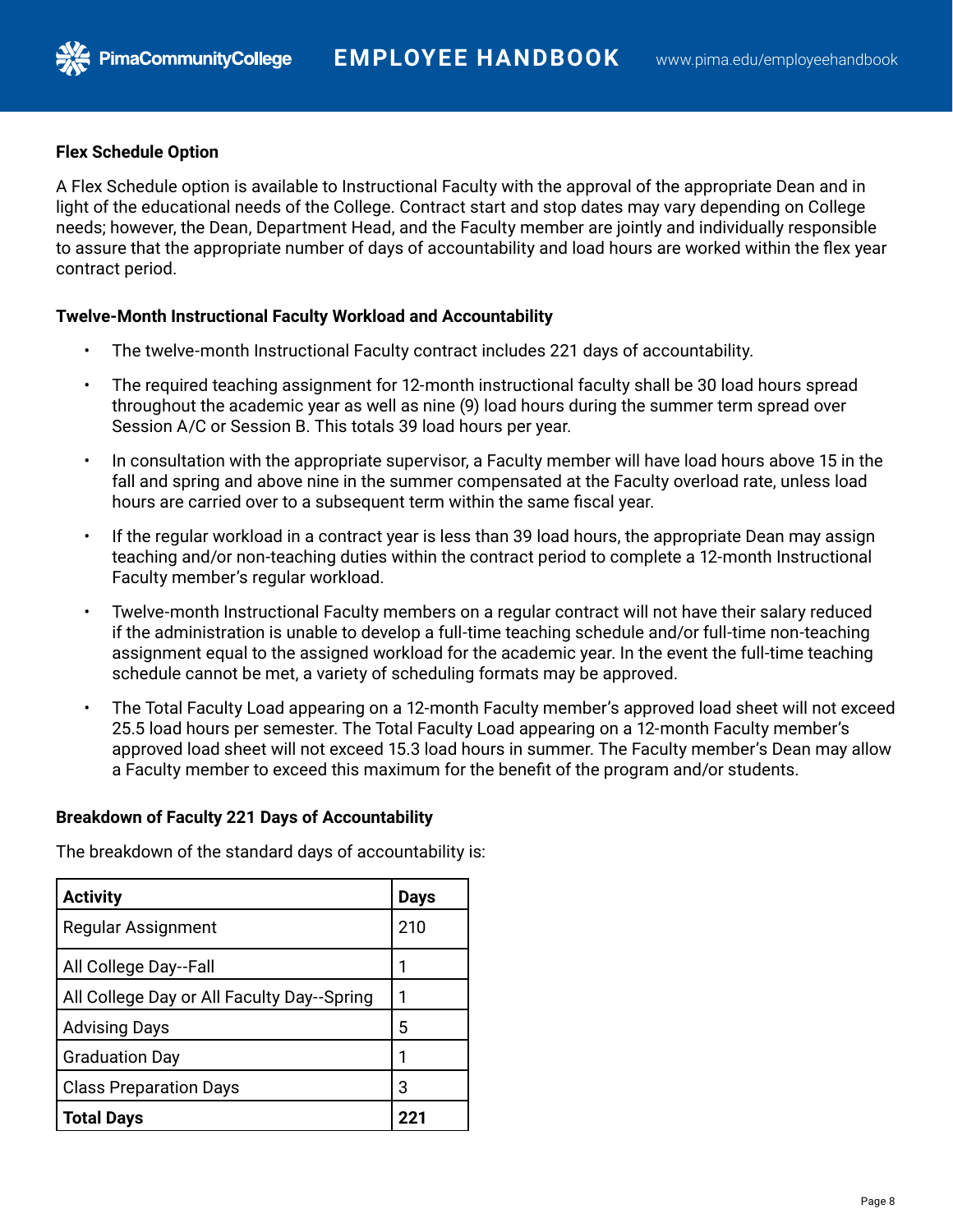### Flex Schedule Option

A Flex Schedule option is available to Instructional Faculty with the approval of the appropriate Dean and in light of the educational needs of the College. Contract start and stop dates may vary depending on College needs; however, the Dean, Department Head, and the Faculty member are jointly and individually responsible to assure that the appropriate number of days of accountability and load hours are worked within the flex year contract period.

### Twelve-Month Instructional Faculty Workload and Accountability

- The twelve-month Instructional Faculty contract includes 221 days of accountability.
- The required teaching assignment for 12-month instructional faculty shall be 30 load hours spread throughout the academic year as well as nine (9) load hours during the summer term spread over Session A/C or Session B. This totals 39 load hours per year.
- In consultation with the appropriate supervisor, a Faculty member will have load hours above 15 in the fall and spring and above nine in the summer compensated at the Faculty overload rate, unless load hours are carried over to a subsequent term within the same fiscal year.
- If the regular workload in a contract year is less than 39 load hours, the appropriate Dean may assign teaching and/or non-teaching duties within the contract period to complete a 12-month Instructional Faculty member's regular workload.
- Twelve-month Instructional Faculty members on a regular contract will not have their salary reduced if the administration is unable to develop a full-time teaching schedule and/or full-time non-teaching assignment equal to the assigned workload for the academic year. In the event the full-time teaching schedule cannot be met, a variety of scheduling formats may be approved.
- The Total Faculty Load appearing on a 12-month Faculty member's approved load sheet will not exceed 25.5 load hours per semester. The Total Faculty Load appearing on a 12-month Faculty member's approved load sheet will not exceed 15.3 load hours in summer. The Faculty member's Dean may allow a Faculty member to exceed this maximum for the benefit of the program and/or students.

### Breakdown of Faculty 221 Days of Accountability

The breakdown of the standard days of accountability is:

| **Activity** | **Days** |
|---|---|
| Regular Assignment | 210 |
| All College Day--Fall | 1 |
| All College Day or All Faculty Day--Spring | 1 |
| Advising Days | 5 |
| Graduation Day | 1 |
| Class Preparation Days | 3 |
| **Total Days** | **221** |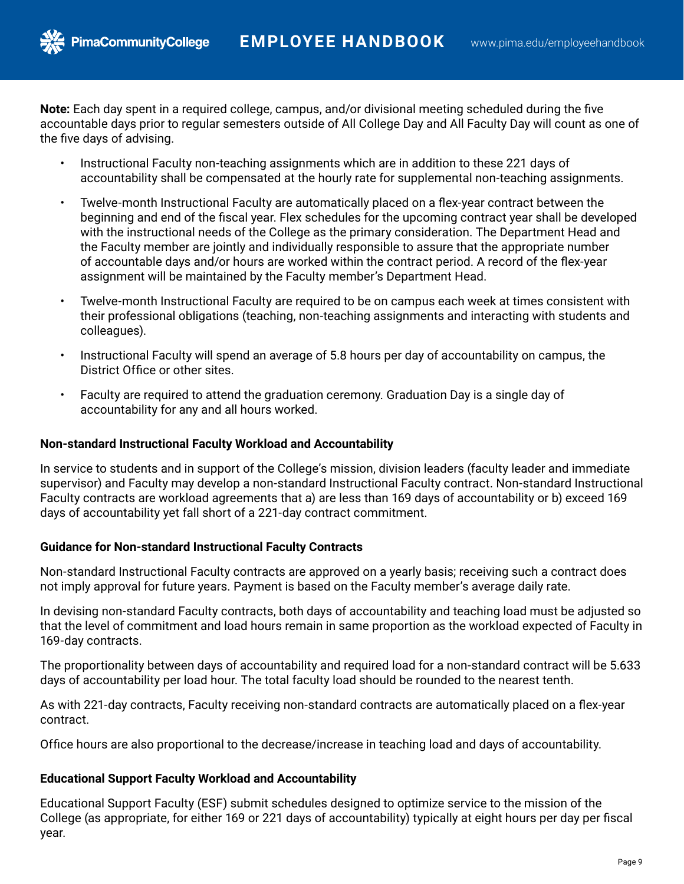**Note:** Each day spent in a required college, campus, and/or divisional meeting scheduled during the five accountable days prior to regular semesters outside of All College Day and All Faculty Day will count as one of the five days of advising.

- Instructional Faculty non-teaching assignments which are in addition to these 221 days of accountability shall be compensated at the hourly rate for supplemental non-teaching assignments.
- Twelve-month Instructional Faculty are automatically placed on a flex-year contract between the beginning and end of the fiscal year. Flex schedules for the upcoming contract year shall be developed with the instructional needs of the College as the primary consideration. The Department Head and the Faculty member are jointly and individually responsible to assure that the appropriate number of accountable days and/or hours are worked within the contract period. A record of the flex-year assignment will be maintained by the Faculty member's Department Head.
- Twelve-month Instructional Faculty are required to be on campus each week at times consistent with their professional obligations (teaching, non-teaching assignments and interacting with students and colleagues).
- Instructional Faculty will spend an average of 5.8 hours per day of accountability on campus, the District Office or other sites.
- Faculty are required to attend the graduation ceremony. Graduation Day is a single day of accountability for any and all hours worked.

**Non-standard Instructional Faculty Workload and Accountability**

In service to students and in support of the College's mission, division leaders (faculty leader and immediate supervisor) and Faculty may develop a non-standard Instructional Faculty contract. Non-standard Instructional Faculty contracts are workload agreements that a) are less than 169 days of accountability or b) exceed 169 days of accountability yet fall short of a 221-day contract commitment.

**Guidance for Non-standard Instructional Faculty Contracts**

Non-standard Instructional Faculty contracts are approved on a yearly basis; receiving such a contract does not imply approval for future years. Payment is based on the Faculty member's average daily rate.

In devising non-standard Faculty contracts, both days of accountability and teaching load must be adjusted so that the level of commitment and load hours remain in same proportion as the workload expected of Faculty in 169-day contracts.

The proportionality between days of accountability and required load for a non-standard contract will be 5.633 days of accountability per load hour. The total faculty load should be rounded to the nearest tenth.

As with 221-day contracts, Faculty receiving non-standard contracts are automatically placed on a flex-year contract.

Office hours are also proportional to the decrease/increase in teaching load and days of accountability.

**Educational Support Faculty Workload and Accountability**

Educational Support Faculty (ESF) submit schedules designed to optimize service to the mission of the College (as appropriate, for either 169 or 221 days of accountability) typically at eight hours per day per fiscal year.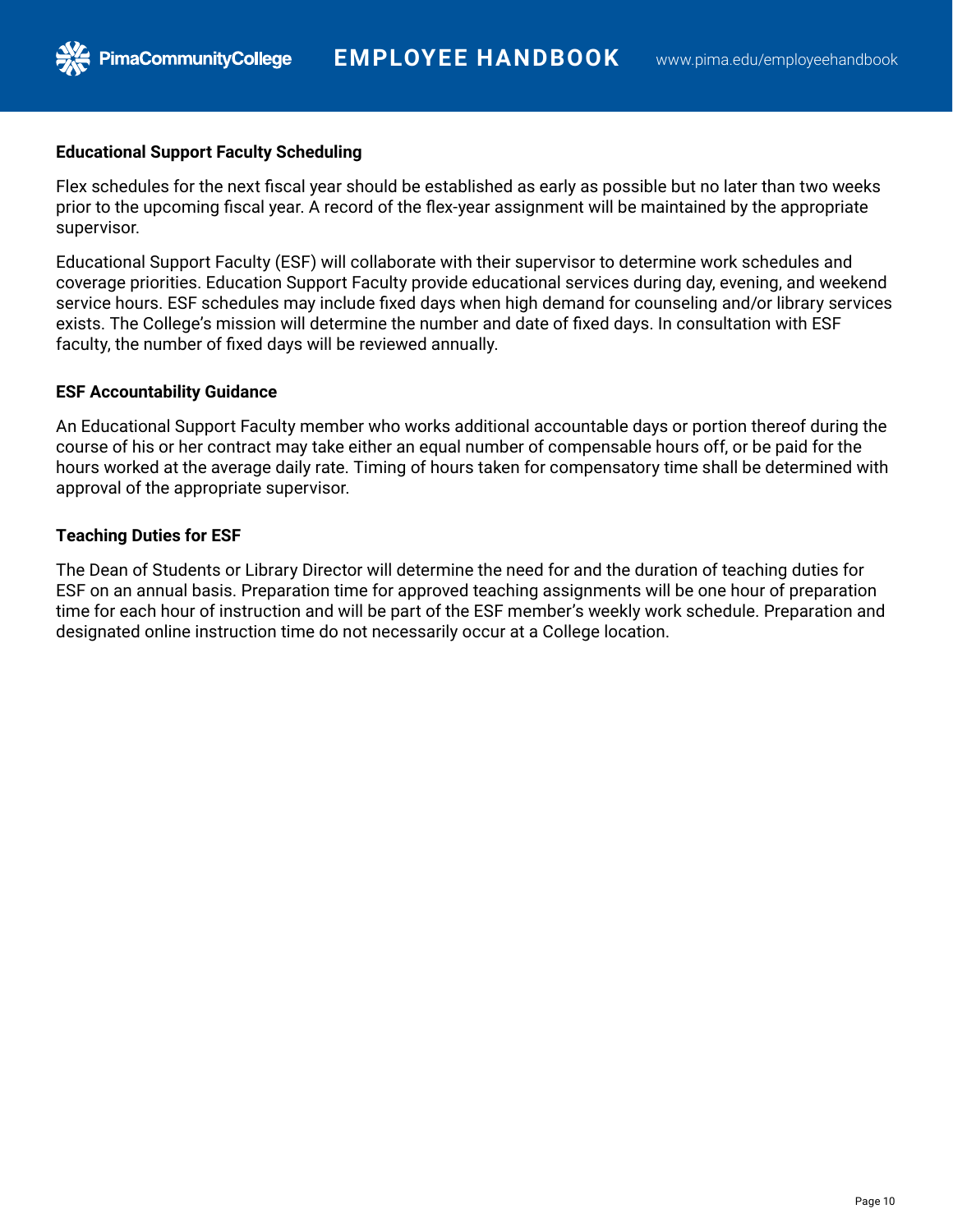### Educational Support Faculty Scheduling

Flex schedules for the next fiscal year should be established as early as possible but no later than two weeks prior to the upcoming fiscal year. A record of the flex-year assignment will be maintained by the appropriate supervisor.

Educational Support Faculty (ESF) will collaborate with their supervisor to determine work schedules and coverage priorities. Education Support Faculty provide educational services during day, evening, and weekend service hours. ESF schedules may include fixed days when high demand for counseling and/or library services exists. The College's mission will determine the number and date of fixed days. In consultation with ESF faculty, the number of fixed days will be reviewed annually.

### ESF Accountability Guidance

An Educational Support Faculty member who works additional accountable days or portion thereof during the course of his or her contract may take either an equal number of compensable hours off, or be paid for the hours worked at the average daily rate. Timing of hours taken for compensatory time shall be determined with approval of the appropriate supervisor.

### Teaching Duties for ESF

The Dean of Students or Library Director will determine the need for and the duration of teaching duties for ESF on an annual basis. Preparation time for approved teaching assignments will be one hour of preparation time for each hour of instruction and will be part of the ESF member's weekly work schedule. Preparation and designated online instruction time do not necessarily occur at a College location.